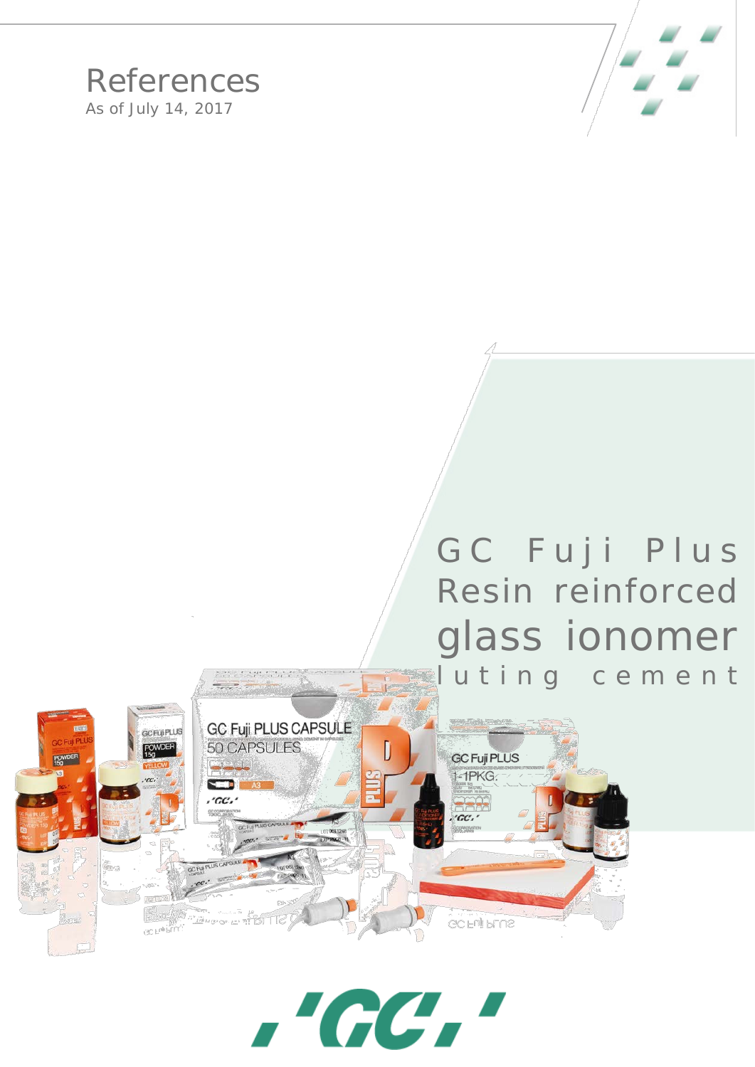# References

As of July 14, 2017

## GC Fuji Plus Resin reinforced glass ionomer luting cement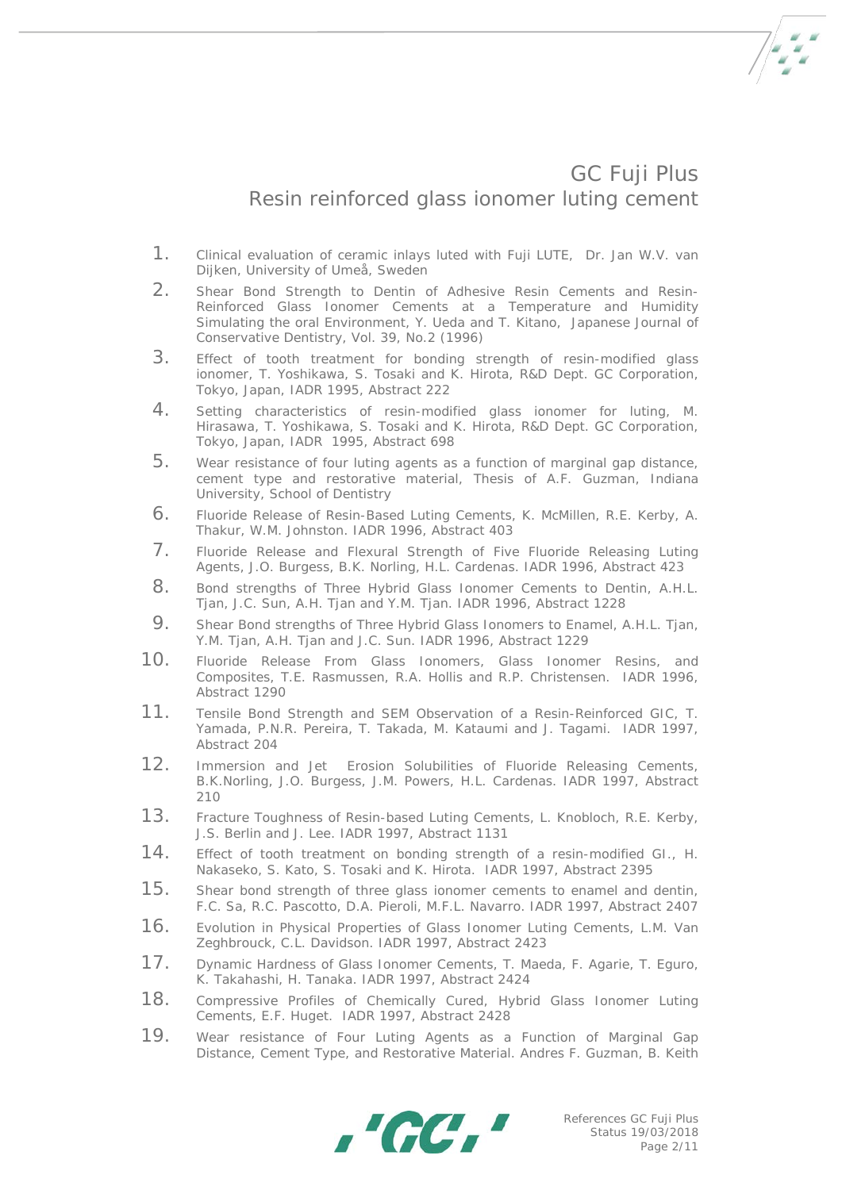# GC Fuji Plus
## Resin reinforced glass ionomer luting cement

1. Clinical evaluation of ceramic inlays luted with Fuji LUTE, Dr. Jan W.V. van Dijken, University of Umeå, Sweden
2. Shear Bond Strength to Dentin of Adhesive Resin Cements and Resin-Reinforced Glass Ionomer Cements at a Temperature and Humidity Simulating the oral Environment, Y. Ueda and T. Kitano, Japanese Journal of Conservative Dentistry, Vol. 39, No.2 (1996)
3. Effect of tooth treatment for bonding strength of resin-modified glass ionomer, T. Yoshikawa, S. Tosaki and K. Hirota, R&D Dept. GC Corporation, Tokyo, Japan, IADR 1995, Abstract 222
4. Setting characteristics of resin-modified glass ionomer for luting, M. Hirasawa, T. Yoshikawa, S. Tosaki and K. Hirota, R&D Dept. GC Corporation, Tokyo, Japan, IADR 1995, Abstract 698
5. Wear resistance of four luting agents as a function of marginal gap distance, cement type and restorative material, Thesis of A.F. Guzman, Indiana University, School of Dentistry
6. Fluoride Release of Resin-Based Luting Cements, K. McMillen, R.E. Kerby, A. Thakur, W.M. Johnston. IADR 1996, Abstract 403
7. Fluoride Release and Flexural Strength of Five Fluoride Releasing Luting Agents, J.O. Burgess, B.K. Norling, H.L. Cardenas. IADR 1996, Abstract 423
8. Bond strengths of Three Hybrid Glass Ionomer Cements to Dentin, A.H.L. Tjan, J.C. Sun, A.H. Tjan and Y.M. Tjan. IADR 1996, Abstract 1228
9. Shear Bond strengths of Three Hybrid Glass Ionomers to Enamel, A.H.L. Tjan, Y.M. Tjan, A.H. Tjan and J.C. Sun. IADR 1996, Abstract 1229
10. Fluoride Release From Glass Ionomers, Glass Ionomer Resins, and Composites, T.E. Rasmussen, R.A. Hollis and R.P. Christensen. IADR 1996, Abstract 1290
11. Tensile Bond Strength and SEM Observation of a Resin-Reinforced GIC, T. Yamada, P.N.R. Pereira, T. Takada, M. Kataumi and J. Tagami. IADR 1997, Abstract 204
12. Immersion and Jet Erosion Solubilities of Fluoride Releasing Cements, B.K.Norling, J.O. Burgess, J.M. Powers, H.L. Cardenas. IADR 1997, Abstract 210
13. Fracture Toughness of Resin-based Luting Cements, L. Knobloch, R.E. Kerby, J.S. Berlin and J. Lee. IADR 1997, Abstract 1131
14. Effect of tooth treatment on bonding strength of a resin-modified GI., H. Nakaseko, S. Kato, S. Tosaki and K. Hirota. IADR 1997, Abstract 2395
15. Shear bond strength of three glass ionomer cements to enamel and dentin, F.C. Sa, R.C. Pascotto, D.A. Pieroli, M.F.L. Navarro. IADR 1997, Abstract 2407
16. Evolution in Physical Properties of Glass Ionomer Luting Cements, L.M. Van Zeghbrouck, C.L. Davidson. IADR 1997, Abstract 2423
17. Dynamic Hardness of Glass Ionomer Cements, T. Maeda, F. Agarie, T. Eguro, K. Takahashi, H. Tanaka. IADR 1997, Abstract 2424
18. Compressive Profiles of Chemically Cured, Hybrid Glass Ionomer Luting Cements, E.F. Huget. IADR 1997, Abstract 2428
19. Wear resistance of Four Luting Agents as a Function of Marginal Gap Distance, Cement Type, and Restorative Material. Andres F. Guzman, B. Keith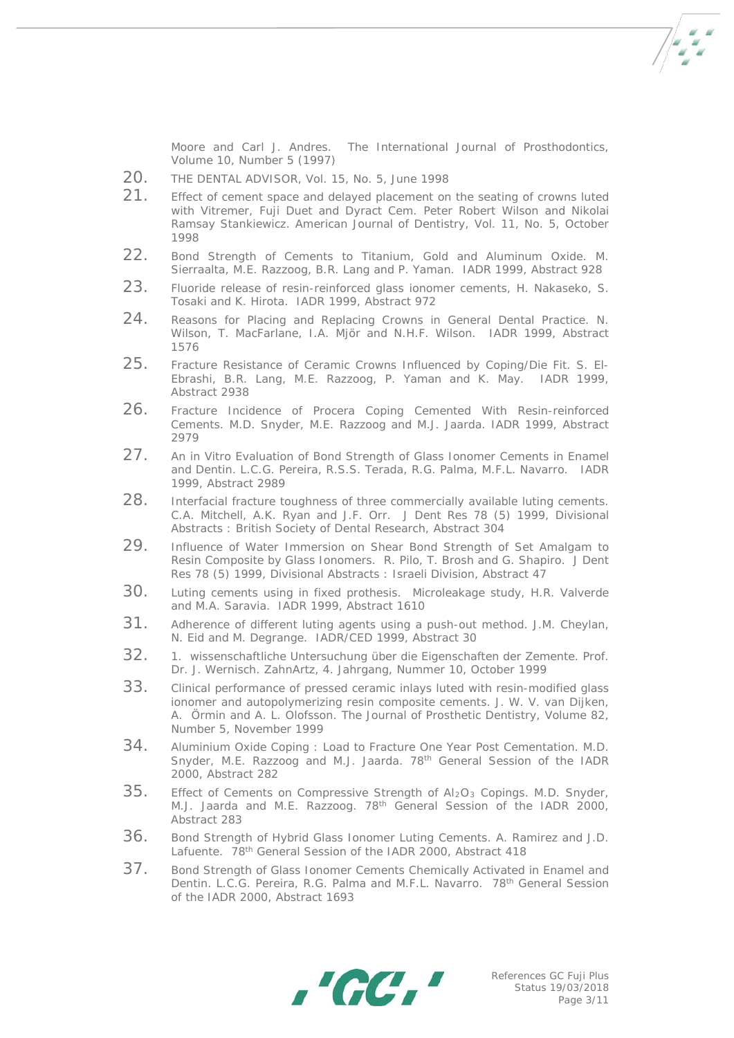Moore and Carl J. Andres. The International Journal of Prosthodontics, Volume 10, Number 5 (1997)

20. THE DENTAL ADVISOR, Vol. 15, No. 5, June 1998
21. Effect of cement space and delayed placement on the seating of crowns luted with Vitremer, Fuji Duet and Dyract Cem. Peter Robert Wilson and Nikolai Ramsay Stankiewicz. American Journal of Dentistry, Vol. 11, No. 5, October 1998
22. Bond Strength of Cements to Titanium, Gold and Aluminum Oxide. M. Sierraalta, M.E. Razzoog, B.R. Lang and P. Yaman. IADR 1999, Abstract 928
23. Fluoride release of resin-reinforced glass ionomer cements, H. Nakaseko, S. Tosaki and K. Hirota. IADR 1999, Abstract 972
24. Reasons for Placing and Replacing Crowns in General Dental Practice. N. Wilson, T. MacFarlane, I.A. Mjör and N.H.F. Wilson. IADR 1999, Abstract 1576
25. Fracture Resistance of Ceramic Crowns Influenced by Coping/Die Fit. S. El-Ebrashi, B.R. Lang, M.E. Razzoog, P. Yaman and K. May. IADR 1999, Abstract 2938
26. Fracture Incidence of Procera Coping Cemented With Resin-reinforced Cements. M.D. Snyder, M.E. Razzoog and M.J. Jaarda. IADR 1999, Abstract 2979
27. An in Vitro Evaluation of Bond Strength of Glass Ionomer Cements in Enamel and Dentin. L.C.G. Pereira, R.S.S. Terada, R.G. Palma, M.F.L. Navarro. IADR 1999, Abstract 2989
28. Interfacial fracture toughness of three commercially available luting cements. C.A. Mitchell, A.K. Ryan and J.F. Orr. J Dent Res 78 (5) 1999, Divisional Abstracts : British Society of Dental Research, Abstract 304
29. Influence of Water Immersion on Shear Bond Strength of Set Amalgam to Resin Composite by Glass Ionomers. R. Pilo, T. Brosh and G. Shapiro. J Dent Res 78 (5) 1999, Divisional Abstracts : Israeli Division, Abstract 47
30. Luting cements using in fixed prothesis. Microleakage study, H.R. Valverde and M.A. Saravia. IADR 1999, Abstract 1610
31. Adherence of different luting agents using a push-out method. J.M. Cheylan, N. Eid and M. Degrange. IADR/CED 1999, Abstract 30
32. 1. wissenschaftliche Untersuchung über die Eigenschaften der Zemente. Prof. Dr. J. Wernisch. ZahnArtz, 4. Jahrgang, Nummer 10, October 1999
33. Clinical performance of pressed ceramic inlays luted with resin-modified glass ionomer and autopolymerizing resin composite cements. J. W. V. van Dijken, A. Örmin and A. L. Olofsson. The Journal of Prosthetic Dentistry, Volume 82, Number 5, November 1999
34. Aluminium Oxide Coping : Load to Fracture One Year Post Cementation. M.D. Snyder, M.E. Razzoog and M.J. Jaarda. 78th General Session of the IADR 2000, Abstract 282
35. Effect of Cements on Compressive Strength of $Al_2O_3$ Copings. M.D. Snyder, M.J. Jaarda and M.E. Razzoog. 78th General Session of the IADR 2000, Abstract 283
36. Bond Strength of Hybrid Glass Ionomer Luting Cements. A. Ramirez and J.D. Lafuente. 78th General Session of the IADR 2000, Abstract 418
37. Bond Strength of Glass Ionomer Cements Chemically Activated in Enamel and Dentin. L.C.G. Pereira, R.G. Palma and M.F.L. Navarro. 78th General Session of the IADR 2000, Abstract 1693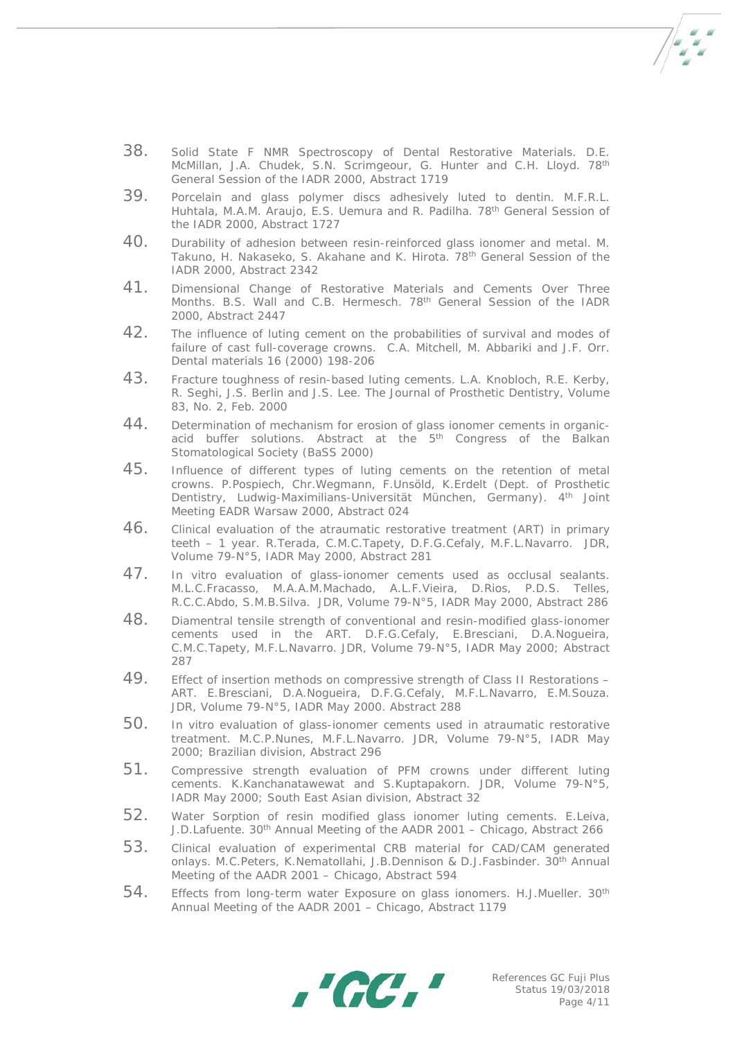38. Solid State F NMR Spectroscopy of Dental Restorative Materials. D.E. McMillan, J.A. Chudek, S.N. Scrimgeour, G. Hunter and C.H. Lloyd. 78th General Session of the IADR 2000, Abstract 1719
39. Porcelain and glass polymer discs adhesively luted to dentin. M.F.R.L. Huhtala, M.A.M. Araujo, E.S. Uemura and R. Padilha. 78th General Session of the IADR 2000, Abstract 1727
40. Durability of adhesion between resin-reinforced glass ionomer and metal. M. Takuno, H. Nakaseko, S. Akahane and K. Hirota. 78th General Session of the IADR 2000, Abstract 2342
41. Dimensional Change of Restorative Materials and Cements Over Three Months. B.S. Wall and C.B. Hermesch. 78th General Session of the IADR 2000, Abstract 2447
42. The influence of luting cement on the probabilities of survival and modes of failure of cast full-coverage crowns. C.A. Mitchell, M. Abbariki and J.F. Orr. Dental materials 16 (2000) 198-206
43. Fracture toughness of resin-based luting cements. L.A. Knobloch, R.E. Kerby, R. Seghi, J.S. Berlin and J.S. Lee. The Journal of Prosthetic Dentistry, Volume 83, No. 2, Feb. 2000
44. Determination of mechanism for erosion of glass ionomer cements in organic-acid buffer solutions. Abstract at the 5th Congress of the Balkan Stomatological Society (BaSS 2000)
45. Influence of different types of luting cements on the retention of metal crowns. P.Pospiech, Chr.Wegmann, F.Unsöld, K.Erdelt (Dept. of Prosthetic Dentistry, Ludwig-Maximilians-Universität München, Germany). 4th Joint Meeting EADR Warsaw 2000, Abstract 024
46. Clinical evaluation of the atraumatic restorative treatment (ART) in primary teeth – 1 year. R.Terada, C.M.C.Tapety, D.F.G.Cefaly, M.F.L.Navarro. JDR, Volume 79-N°5, IADR May 2000, Abstract 281
47. In vitro evaluation of glass-ionomer cements used as occlusal sealants. M.L.C.Fracasso, M.A.A.M.Machado, A.L.F.Vieira, D.Rios, P.D.S. Telles, R.C.C.Abdo, S.M.B.Silva. JDR, Volume 79-N°5, IADR May 2000, Abstract 286
48. Diamentral tensile strength of conventional and resin-modified glass-ionomer cements used in the ART. D.F.G.Cefaly, E.Bresciani, D.A.Nogueira, C.M.C.Tapety, M.F.L.Navarro. JDR, Volume 79-N°5, IADR May 2000; Abstract 287
49. Effect of insertion methods on compressive strength of Class II Restorations – ART. E.Bresciani, D.A.Nogueira, D.F.G.Cefaly, M.F.L.Navarro, E.M.Souza. JDR, Volume 79-N°5, IADR May 2000. Abstract 288
50. In vitro evaluation of glass-ionomer cements used in atraumatic restorative treatment. M.C.P.Nunes, M.F.L.Navarro. JDR, Volume 79-N°5, IADR May 2000; Brazilian division, Abstract 296
51. Compressive strength evaluation of PFM crowns under different luting cements. K.Kanchanatawewat and S.Kuptapakorn. JDR, Volume 79-N°5, IADR May 2000; South East Asian division, Abstract 32
52. Water Sorption of resin modified glass ionomer luting cements. E.Leiva, J.D.Lafuente. 30th Annual Meeting of the AADR 2001 – Chicago, Abstract 266
53. Clinical evaluation of experimental CRB material for CAD/CAM generated onlays. M.C.Peters, K.Nematollahi, J.B.Dennison & D.J.Fasbinder. 30th Annual Meeting of the AADR 2001 – Chicago, Abstract 594
54. Effects from long-term water Exposure on glass ionomers. H.J.Mueller. 30th Annual Meeting of the AADR 2001 – Chicago, Abstract 1179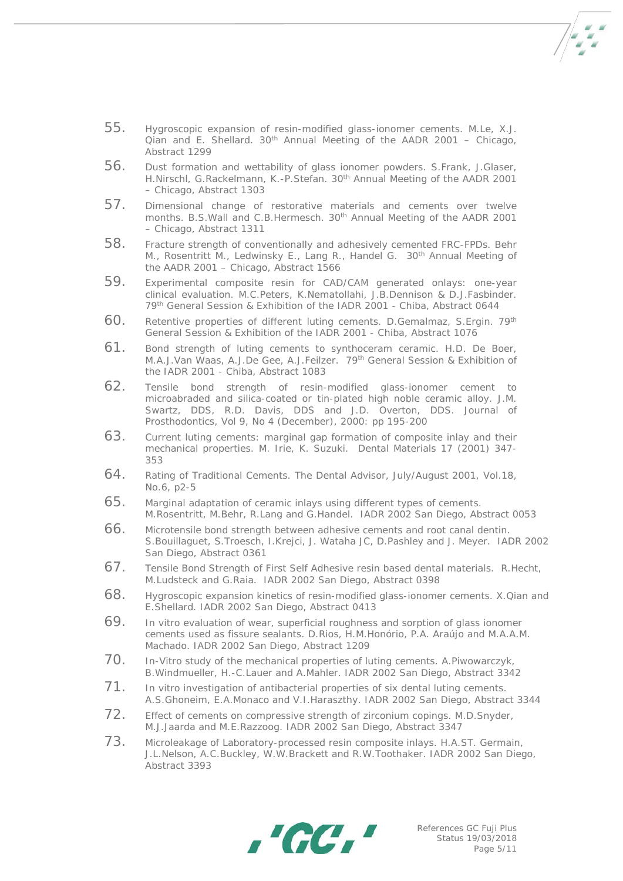55. Hygroscopic expansion of resin-modified glass-ionomer cements. M.Le, X.J. Qian and E. Shellard. 30th Annual Meeting of the AADR 2001 – Chicago, Abstract 1299
56. Dust formation and wettability of glass ionomer powders. S.Frank, J.Glaser, H.Nirschl, G.Rackelmann, K.-P.Stefan. 30th Annual Meeting of the AADR 2001 – Chicago, Abstract 1303
57. Dimensional change of restorative materials and cements over twelve months. B.S.Wall and C.B.Hermesch. 30th Annual Meeting of the AADR 2001 – Chicago, Abstract 1311
58. Fracture strength of conventionally and adhesively cemented FRC-FPDs. Behr M., Rosentritt M., Ledwinsky E., Lang R., Handel G. 30th Annual Meeting of the AADR 2001 – Chicago, Abstract 1566
59. Experimental composite resin for CAD/CAM generated onlays: one-year clinical evaluation. M.C.Peters, K.Nematollahi, J.B.Dennison & D.J.Fasbinder. 79th General Session & Exhibition of the IADR 2001 - Chiba, Abstract 0644
60. Retentive properties of different luting cements. D.Gemalmaz, S.Ergin. 79th General Session & Exhibition of the IADR 2001 - Chiba, Abstract 1076
61. Bond strength of luting cements to synthoceram ceramic. H.D. De Boer, M.A.J.Van Waas, A.J.De Gee, A.J.Feilzer. 79th General Session & Exhibition of the IADR 2001 - Chiba, Abstract 1083
62. Tensile bond strength of resin-modified glass-ionomer cement to microabraded and silica-coated or tin-plated high noble ceramic alloy. J.M. Swartz, DDS, R.D. Davis, DDS and J.D. Overton, DDS. Journal of Prosthodontics, Vol 9, No 4 (December), 2000: pp 195-200
63. Current luting cements: marginal gap formation of composite inlay and their mechanical properties. M. Irie, K. Suzuki. Dental Materials 17 (2001) 347-353
64. Rating of Traditional Cements. The Dental Advisor, July/August 2001, Vol.18, No.6, p2-5
65. Marginal adaptation of ceramic inlays using different types of cements. M.Rosentritt, M.Behr, R.Lang and G.Handel. IADR 2002 San Diego, Abstract 0053
66. Microtensile bond strength between adhesive cements and root canal dentin. S.Bouillaguet, S.Troesch, I.Krejci, J. Wataha JC, D.Pashley and J. Meyer. IADR 2002 San Diego, Abstract 0361
67. Tensile Bond Strength of First Self Adhesive resin based dental materials. R.Hecht, M.Ludsteck and G.Raia. IADR 2002 San Diego, Abstract 0398
68. Hygroscopic expansion kinetics of resin-modified glass-ionomer cements. X.Qian and E.Shellard. IADR 2002 San Diego, Abstract 0413
69. In vitro evaluation of wear, superficial roughness and sorption of glass ionomer cements used as fissure sealants. D.Rios, H.M.Honório, P.A. Araújo and M.A.A.M. Machado. IADR 2002 San Diego, Abstract 1209
70. In-Vitro study of the mechanical properties of luting cements. A.Piwowarczyk, B.Windmueller, H.-C.Lauer and A.Mahler. IADR 2002 San Diego, Abstract 3342
71. In vitro investigation of antibacterial properties of six dental luting cements. A.S.Ghoneim, E.A.Monaco and V.I.Haraszthy. IADR 2002 San Diego, Abstract 3344
72. Effect of cements on compressive strength of zirconium copings. M.D.Snyder, M.J.Jaarda and M.E.Razzoog. IADR 2002 San Diego, Abstract 3347
73. Microleakage of Laboratory-processed resin composite inlays. H.A.ST. Germain, J.L.Nelson, A.C.Buckley, W.W.Brackett and R.W.Toothaker. IADR 2002 San Diego, Abstract 3393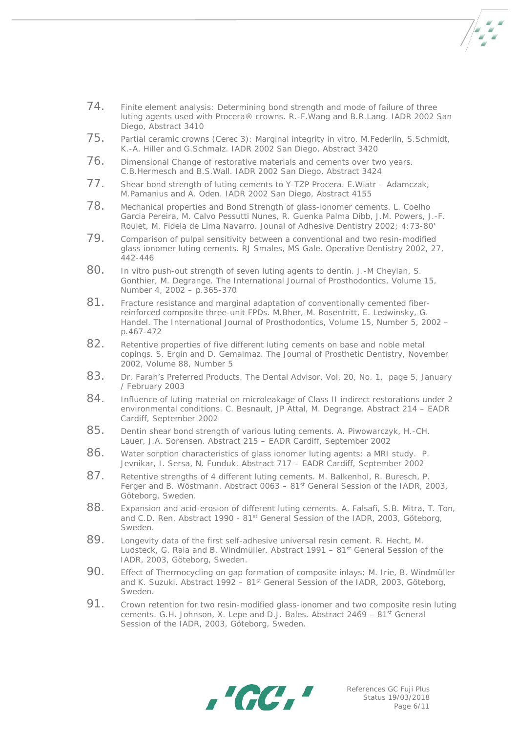74. Finite element analysis: Determining bond strength and mode of failure of three luting agents used with Procera® crowns. R.-F.Wang and B.R.Lang. IADR 2002 San Diego, Abstract 3410
75. Partial ceramic crowns (Cerec 3): Marginal integrity in vitro. M.Federlin, S.Schmidt, K.-A. Hiller and G.Schmalz. IADR 2002 San Diego, Abstract 3420
76. Dimensional Change of restorative materials and cements over two years. C.B.Hermesch and B.S.Wall. IADR 2002 San Diego, Abstract 3424
77. Shear bond strength of luting cements to Y-TZP Procera. E.Wiatr – Adamczak, M.Pamanius and A. Oden. IADR 2002 San Diego, Abstract 4155
78. Mechanical properties and Bond Strength of glass-ionomer cements. L. Coelho Garcia Pereira, M. Calvo Pessutti Nunes, R. Guenka Palma Dibb, J.M. Powers, J.-F. Roulet, M. Fidela de Lima Navarro. Jounal of Adhesive Dentistry 2002; 4:73-80'
79. Comparison of pulpal sensitivity between a conventional and two resin-modified glass ionomer luting cements. RJ Smales, MS Gale. Operative Dentistry 2002, 27, 442-446
80. In vitro push-out strength of seven luting agents to dentin. J.-M Cheylan, S. Gonthier, M. Degrange. The International Journal of Prosthodontics, Volume 15, Number 4, 2002 – p.365-370
81. Fracture resistance and marginal adaptation of conventionally cemented fiber-reinforced composite three-unit FPDs. M.Bher, M. Rosentritt, E. Ledwinsky, G. Handel. The International Journal of Prosthodontics, Volume 15, Number 5, 2002 – p.467-472
82. Retentive properties of five different luting cements on base and noble metal copings. S. Ergin and D. Gemalmaz. The Journal of Prosthetic Dentistry, November 2002, Volume 88, Number 5
83. Dr. Farah's Preferred Products. The Dental Advisor, Vol. 20, No. 1, page 5, January / February 2003
84. Influence of luting material on microleakage of Class II indirect restorations under 2 environmental conditions. C. Besnault, JP Attal, M. Degrange. Abstract 214 – EADR Cardiff, September 2002
85. Dentin shear bond strength of various luting cements. A. Piwowarczyk, H.-CH. Lauer, J.A. Sorensen. Abstract 215 – EADR Cardiff, September 2002
86. Water sorption characteristics of glass ionomer luting agents: a MRI study. P. Jevnikar, I. Sersa, N. Funduk. Abstract 717 – EADR Cardiff, September 2002
87. Retentive strengths of 4 different luting cements. M. Balkenhol, R. Buresch, P. Ferger and B. Wöstmann. Abstract 0063 – 81st General Session of the IADR, 2003, Göteborg, Sweden.
88. Expansion and acid-erosion of different luting cements. A. Falsafi, S.B. Mitra, T. Ton, and C.D. Ren. Abstract 1990 - 81st General Session of the IADR, 2003, Göteborg, Sweden.
89. Longevity data of the first self-adhesive universal resin cement. R. Hecht, M. Ludsteck, G. Raia and B. Windmüller. Abstract 1991 – 81st General Session of the IADR, 2003, Göteborg, Sweden.
90. Effect of Thermocycling on gap formation of composite inlays; M. Irie, B. Windmüller and K. Suzuki. Abstract 1992 – 81st General Session of the IADR, 2003, Göteborg, Sweden.
91. Crown retention for two resin-modified glass-ionomer and two composite resin luting cements. G.H. Johnson, X. Lepe and D.J. Bales. Abstract 2469 – 81st General Session of the IADR, 2003, Göteborg, Sweden.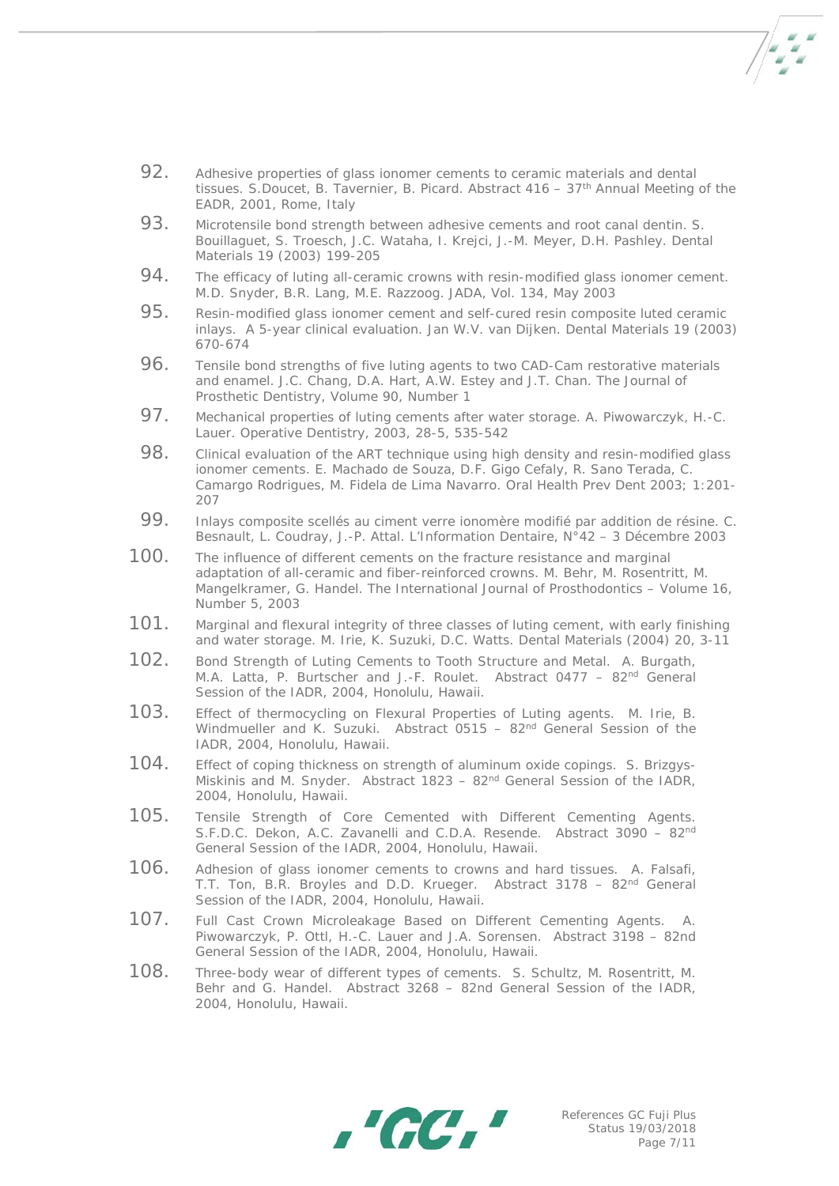92. Adhesive properties of glass ionomer cements to ceramic materials and dental tissues. S.Doucet, B. Tavernier, B. Picard. Abstract 416 – 37th Annual Meeting of the EADR, 2001, Rome, Italy

93. Microtensile bond strength between adhesive cements and root canal dentin. S. Bouillaguet, S. Troesch, J.C. Wataha, I. Krejci, J.-M. Meyer, D.H. Pashley. Dental Materials 19 (2003) 199-205

94. The efficacy of luting all-ceramic crowns with resin-modified glass ionomer cement. M.D. Snyder, B.R. Lang, M.E. Razzoog. JADA, Vol. 134, May 2003

95. Resin-modified glass ionomer cement and self-cured resin composite luted ceramic inlays. A 5-year clinical evaluation. Jan W.V. van Dijken. Dental Materials 19 (2003) 670-674

96. Tensile bond strengths of five luting agents to two CAD-Cam restorative materials and enamel. J.C. Chang, D.A. Hart, A.W. Estey and J.T. Chan. The Journal of Prosthetic Dentistry, Volume 90, Number 1

97. Mechanical properties of luting cements after water storage. A. Piwowarczyk, H.-C. Lauer. Operative Dentistry, 2003, 28-5, 535-542

98. Clinical evaluation of the ART technique using high density and resin-modified glass ionomer cements. E. Machado de Souza, D.F. Gigo Cefaly, R. Sano Terada, C. Camargo Rodrigues, M. Fidela de Lima Navarro. Oral Health Prev Dent 2003; 1:201-207

99. Inlays composite scellés au ciment verre ionomère modifié par addition de résine. C. Besnault, L. Coudray, J.-P. Attal. L'Information Dentaire, N°42 – 3 Décembre 2003

100. The influence of different cements on the fracture resistance and marginal adaptation of all-ceramic and fiber-reinforced crowns. M. Behr, M. Rosentritt, M. Mangelkramer, G. Handel. The International Journal of Prosthodontics – Volume 16, Number 5, 2003

101. Marginal and flexural integrity of three classes of luting cement, with early finishing and water storage. M. Irie, K. Suzuki, D.C. Watts. Dental Materials (2004) 20, 3-11

102. Bond Strength of Luting Cements to Tooth Structure and Metal. A. Burgath, M.A. Latta, P. Burtscher and J.-F. Roulet. Abstract 0477 – 82nd General Session of the IADR, 2004, Honolulu, Hawaii.

103. Effect of thermocycling on Flexural Properties of Luting agents. M. Irie, B. Windmueller and K. Suzuki. Abstract 0515 – 82nd General Session of the IADR, 2004, Honolulu, Hawaii.

104. Effect of coping thickness on strength of aluminum oxide copings. S. Brizgys-Miskinis and M. Snyder. Abstract 1823 – 82nd General Session of the IADR, 2004, Honolulu, Hawaii.

105. Tensile Strength of Core Cemented with Different Cementing Agents. S.F.D.C. Dekon, A.C. Zavanelli and C.D.A. Resende. Abstract 3090 – 82nd General Session of the IADR, 2004, Honolulu, Hawaii.

106. Adhesion of glass ionomer cements to crowns and hard tissues. A. Falsafi, T.T. Ton, B.R. Broyles and D.D. Krueger. Abstract 3178 – 82nd General Session of the IADR, 2004, Honolulu, Hawaii.

107. Full Cast Crown Microleakage Based on Different Cementing Agents. A. Piwowarczyk, P. Ottl, H.-C. Lauer and J.A. Sorensen. Abstract 3198 – 82nd General Session of the IADR, 2004, Honolulu, Hawaii.

108. Three-body wear of different types of cements. S. Schultz, M. Rosentritt, M. Behr and G. Handel. Abstract 3268 – 82nd General Session of the IADR, 2004, Honolulu, Hawaii.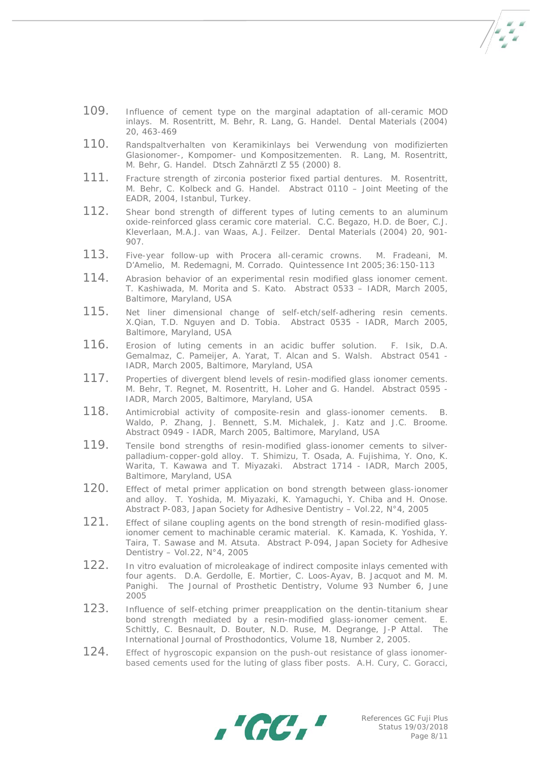109. Influence of cement type on the marginal adaptation of all-ceramic MOD inlays. M. Rosentritt, M. Behr, R. Lang, G. Handel. Dental Materials (2004) 20, 463-469

110. Randspaltverhalten von Keramikinlays bei Verwendung von modifizierten Glasionomer-, Kompomer- und Kompositzementen. R. Lang, M. Rosentritt, M. Behr, G. Handel. Dtsch Zahnärztl Z 55 (2000) 8.

111. Fracture strength of zirconia posterior fixed partial dentures. M. Rosentritt, M. Behr, C. Kolbeck and G. Handel. Abstract 0110 – Joint Meeting of the EADR, 2004, Istanbul, Turkey.

112. Shear bond strength of different types of luting cements to an aluminum oxide-reinforced glass ceramic core material. C.C. Begazo, H.D. de Boer, C.J. Kleverlaan, M.A.J. van Waas, A.J. Feilzer. Dental Materials (2004) 20, 901-907.

113. Five-year follow-up with Procera all-ceramic crowns. M. Fradeani, M. D'Amelio, M. Redemagni, M. Corrado. Quintessence Int 2005;36:150-113

114. Abrasion behavior of an experimental resin modified glass ionomer cement. T. Kashiwada, M. Morita and S. Kato. Abstract 0533 – IADR, March 2005, Baltimore, Maryland, USA

115. Net liner dimensional change of self-etch/self-adhering resin cements. X.Qian, T.D. Nguyen and D. Tobia. Abstract 0535 - IADR, March 2005, Baltimore, Maryland, USA

116. Erosion of luting cements in an acidic buffer solution. F. Isik, D.A. Gemalmaz, C. Pameijer, A. Yarat, T. Alcan and S. Walsh. Abstract 0541 - IADR, March 2005, Baltimore, Maryland, USA

117. Properties of divergent blend levels of resin-modified glass ionomer cements. M. Behr, T. Regnet, M. Rosentritt, H. Loher and G. Handel. Abstract 0595 - IADR, March 2005, Baltimore, Maryland, USA

118. Antimicrobial activity of composite-resin and glass-ionomer cements. B. Waldo, P. Zhang, J. Bennett, S.M. Michalek, J. Katz and J.C. Broome. Abstract 0949 - IADR, March 2005, Baltimore, Maryland, USA

119. Tensile bond strengths of resin-modified glass-ionomer cements to silver-palladium-copper-gold alloy. T. Shimizu, T. Osada, A. Fujishima, Y. Ono, K. Warita, T. Kawawa and T. Miyazaki. Abstract 1714 - IADR, March 2005, Baltimore, Maryland, USA

120. Effect of metal primer application on bond strength between glass-ionomer and alloy. T. Yoshida, M. Miyazaki, K. Yamaguchi, Y. Chiba and H. Onose. Abstract P-083, Japan Society for Adhesive Dentistry – Vol.22, N°4, 2005

121. Effect of silane coupling agents on the bond strength of resin-modified glass-ionomer cement to machinable ceramic material. K. Kamada, K. Yoshida, Y. Taira, T. Sawase and M. Atsuta. Abstract P-094, Japan Society for Adhesive Dentistry – Vol.22, N°4, 2005

122. In vitro evaluation of microleakage of indirect composite inlays cemented with four agents. D.A. Gerdolle, E. Mortier, C. Loos-Ayav, B. Jacquot and M. M. Panighi. The Journal of Prosthetic Dentistry, Volume 93 Number 6, June 2005

123. Influence of self-etching primer preapplication on the dentin-titanium shear bond strength mediated by a resin-modified glass-ionomer cement. E. Schittly, C. Besnault, D. Bouter, N.D. Ruse, M. Degrange, J-P Attal. The International Journal of Prosthodontics, Volume 18, Number 2, 2005.

124. Effect of hygroscopic expansion on the push-out resistance of glass ionomer-based cements used for the luting of glass fiber posts. A.H. Cury, C. Goracci,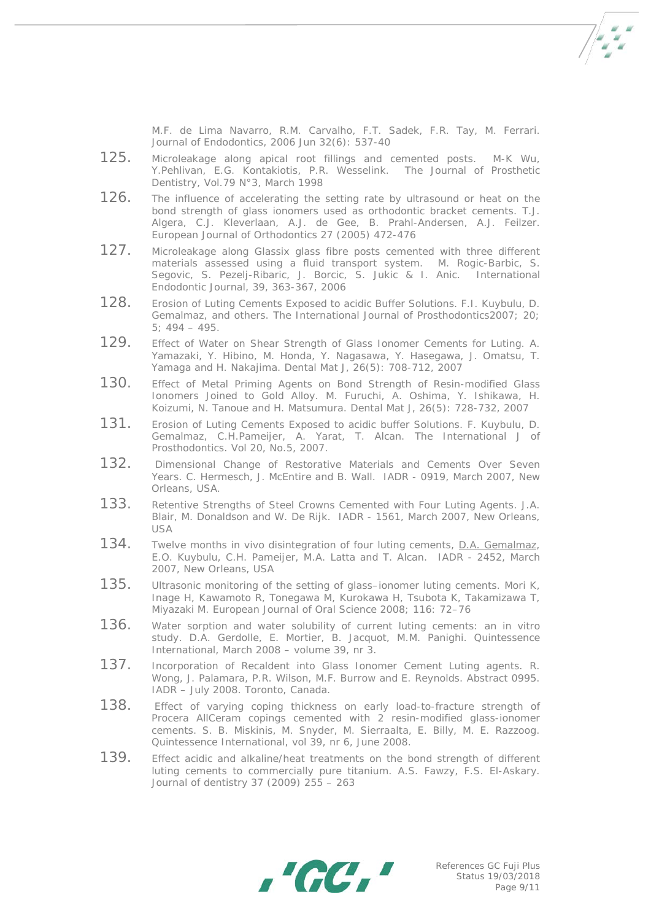M.F. de Lima Navarro, R.M. Carvalho, F.T. Sadek, F.R. Tay, M. Ferrari. Journal of Endodontics, 2006 Jun 32(6): 537-40

125. Microleakage along apical root fillings and cemented posts. M-K Wu, Y.Pehlivan, E.G. Kontakiotis, P.R. Wesselink. The Journal of Prosthetic Dentistry, Vol.79 N°3, March 1998

126. The influence of accelerating the setting rate by ultrasound or heat on the bond strength of glass ionomers used as orthodontic bracket cements. T.J. Algera, C.J. Kleverlaan, A.J. de Gee, B. Prahl-Andersen, A.J. Feilzer. European Journal of Orthodontics 27 (2005) 472-476

127. Microleakage along Glassix glass fibre posts cemented with three different materials assessed using a fluid transport system. M. Rogic-Barbic, S. Segovic, S. Pezelj-Ribaric, J. Borcic, S. Jukic & I. Anic. International Endodontic Journal, 39, 363-367, 2006

128. Erosion of Luting Cements Exposed to acidic Buffer Solutions. F.I. Kuybulu, D. Gemalmaz, and others. The International Journal of Prosthodontics2007; 20; 5; 494 – 495.

129. Effect of Water on Shear Strength of Glass Ionomer Cements for Luting. A. Yamazaki, Y. Hibino, M. Honda, Y. Nagasawa, Y. Hasegawa, J. Omatsu, T. Yamaga and H. Nakajima. Dental Mat J, 26(5): 708-712, 2007

130. Effect of Metal Priming Agents on Bond Strength of Resin-modified Glass Ionomers Joined to Gold Alloy. M. Furuchi, A. Oshima, Y. Ishikawa, H. Koizumi, N. Tanoue and H. Matsumura. Dental Mat J, 26(5): 728-732, 2007

131. Erosion of Luting Cements Exposed to acidic buffer Solutions. F. Kuybulu, D. Gemalmaz, C.H.Pameijer, A. Yarat, T. Alcan. The International J of Prosthodontics. Vol 20, No.5, 2007.

132. Dimensional Change of Restorative Materials and Cements Over Seven Years. C. Hermesch, J. McEntire and B. Wall. IADR - 0919, March 2007, New Orleans, USA.

133. Retentive Strengths of Steel Crowns Cemented with Four Luting Agents. J.A. Blair, M. Donaldson and W. De Rijk. IADR - 1561, March 2007, New Orleans, USA

134. Twelve months in vivo disintegration of four luting cements, D.A. Gemalmaz, E.O. Kuybulu, C.H. Pameijer, M.A. Latta and T. Alcan. IADR - 2452, March 2007, New Orleans, USA

135. Ultrasonic monitoring of the setting of glass–ionomer luting cements. Mori K, Inage H, Kawamoto R, Tonegawa M, Kurokawa H, Tsubota K, Takamizawa T, Miyazaki M. European Journal of Oral Science 2008; 116: 72–76

136. Water sorption and water solubility of current luting cements: an in vitro study. D.A. Gerdolle, E. Mortier, B. Jacquot, M.M. Panighi. Quintessence International, March 2008 – volume 39, nr 3.

137. Incorporation of Recaldent into Glass Ionomer Cement Luting agents. R. Wong, J. Palamara, P.R. Wilson, M.F. Burrow and E. Reynolds. Abstract 0995. IADR – July 2008. Toronto, Canada.

138. Effect of varying coping thickness on early load-to-fracture strength of Procera AllCeram copings cemented with 2 resin-modified glass-ionomer cements. S. B. Miskinis, M. Snyder, M. Sierraalta, E. Billy, M. E. Razzoog. Quintessence International, vol 39, nr 6, June 2008.

139. Effect acidic and alkaline/heat treatments on the bond strength of different luting cements to commercially pure titanium. A.S. Fawzy, F.S. El-Askary. Journal of dentistry 37 (2009) 255 – 263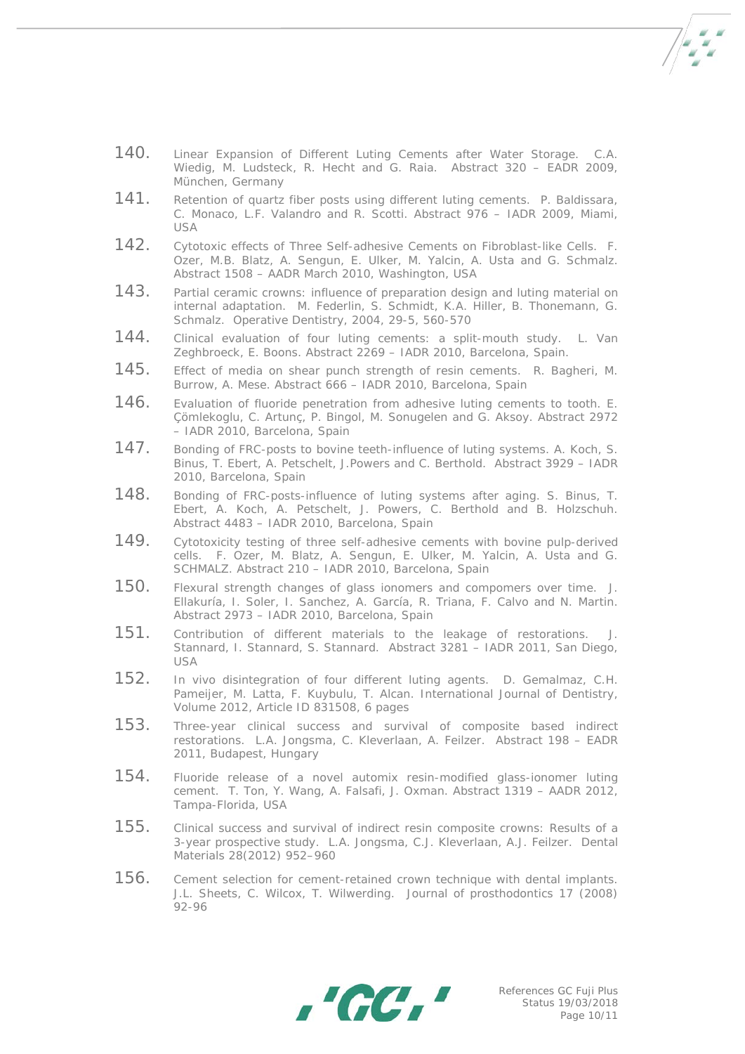140. Linear Expansion of Different Luting Cements after Water Storage. C.A. Wiedig, M. Ludsteck, R. Hecht and G. Raia. Abstract 320 – EADR 2009, München, Germany

141. Retention of quartz fiber posts using different luting cements. P. Baldissara, C. Monaco, L.F. Valandro and R. Scotti. Abstract 976 – IADR 2009, Miami, USA

142. Cytotoxic effects of Three Self-adhesive Cements on Fibroblast-like Cells. F. Ozer, M.B. Blatz, A. Sengun, E. Ulker, M. Yalcin, A. Usta and G. Schmalz. Abstract 1508 – AADR March 2010, Washington, USA

143. Partial ceramic crowns: influence of preparation design and luting material on internal adaptation. M. Federlin, S. Schmidt, K.A. Hiller, B. Thonemann, G. Schmalz. Operative Dentistry, 2004, 29-5, 560-570

144. Clinical evaluation of four luting cements: a split-mouth study. L. Van Zeghbroeck, E. Boons. Abstract 2269 – IADR 2010, Barcelona, Spain.

145. Effect of media on shear punch strength of resin cements. R. Bagheri, M. Burrow, A. Mese. Abstract 666 – IADR 2010, Barcelona, Spain

146. Evaluation of fluoride penetration from adhesive luting cements to tooth. E. Çömlekoglu, C. Artunç, P. Bingol, M. Sonugelen and G. Aksoy. Abstract 2972 – IADR 2010, Barcelona, Spain

147. Bonding of FRC-posts to bovine teeth-influence of luting systems. A. Koch, S. Binus, T. Ebert, A. Petschelt, J.Powers and C. Berthold. Abstract 3929 – IADR 2010, Barcelona, Spain

148. Bonding of FRC-posts-influence of luting systems after aging. S. Binus, T. Ebert, A. Koch, A. Petschelt, J. Powers, C. Berthold and B. Holzschuh. Abstract 4483 – IADR 2010, Barcelona, Spain

149. Cytotoxicity testing of three self-adhesive cements with bovine pulp-derived cells. F. Ozer, M. Blatz, A. Sengun, E. Ulker, M. Yalcin, A. Usta and G. SCHMALZ. Abstract 210 – IADR 2010, Barcelona, Spain

150. Flexural strength changes of glass ionomers and compomers over time. J. Ellakuría, I. Soler, I. Sanchez, A. García, R. Triana, F. Calvo and N. Martin. Abstract 2973 – IADR 2010, Barcelona, Spain

151. Contribution of different materials to the leakage of restorations. J. Stannard, I. Stannard, S. Stannard. Abstract 3281 – IADR 2011, San Diego, USA

152. In vivo disintegration of four different luting agents. D. Gemalmaz, C.H. Pameijer, M. Latta, F. Kuybulu, T. Alcan. International Journal of Dentistry, Volume 2012, Article ID 831508, 6 pages

153. Three-year clinical success and survival of composite based indirect restorations. L.A. Jongsma, C. Kleverlaan, A. Feilzer. Abstract 198 – EADR 2011, Budapest, Hungary

154. Fluoride release of a novel automix resin-modified glass-ionomer luting cement. T. Ton, Y. Wang, A. Falsafi, J. Oxman. Abstract 1319 – AADR 2012, Tampa-Florida, USA

155. Clinical success and survival of indirect resin composite crowns: Results of a 3-year prospective study. L.A. Jongsma, C.J. Kleverlaan, A.J. Feilzer. Dental Materials 28(2012) 952–960

156. Cement selection for cement-retained crown technique with dental implants. J.L. Sheets, C. Wilcox, T. Wilwerding. Journal of prosthodontics 17 (2008) 92-96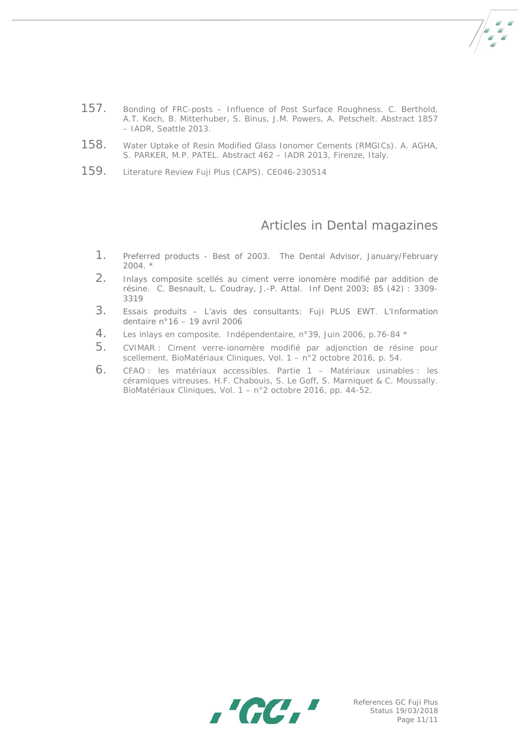157. Bonding of FRC-posts – Influence of Post Surface Roughness. C. Berthold, A.T. Koch, B. Mitterhuber, S. Binus, J.M. Powers, A. Petschelt. Abstract 1857 – IADR, Seattle 2013.

158. Water Uptake of Resin Modified Glass Ionomer Cements (RMGICs). A. AGHA, S. PARKER, M.P. PATEL. Abstract 462 – IADR 2013, Firenze, Italy.

159. Literature Review Fuji Plus (CAPS). CE046-230514

## Articles in Dental magazines

1. Preferred products - Best of 2003. The Dental Advisor, January/February 2004. *

2. Inlays composite scellés au ciment verre ionomère modifié par addition de résine. C. Besnault, L. Coudray, J.-P. Attal. Inf Dent 2003; 85 (42) : 3309-3319

3. Essais produits – L'avis des consultants: Fuji PLUS EWT. L'Information dentaire n°16 – 19 avril 2006

4. Les inlays en composite. Indépendentaire, n°39, Juin 2006, p.76-84 *

5. CVIMAR : Ciment verre-ionomère modifié par adjonction de résine pour scellement. BioMatériaux Cliniques, Vol. 1 – n°2 octobre 2016, p. 54.

6. CFAO : les matériaux accessibles. Partie 1 – Matériaux usinables : les céramiques vitreuses. H.F. Chabouis, S. Le Goff, S. Marniquet & C. Moussally. BioMatériaux Cliniques, Vol. 1 – n°2 octobre 2016, pp. 44-52.